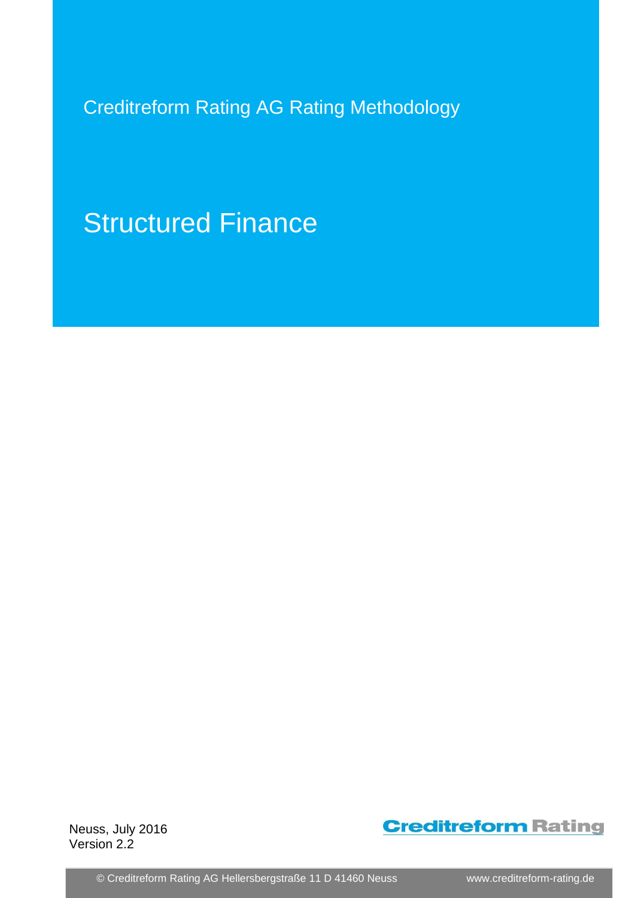Creditreform Rating AG Rating Methodology

# Structured Finance

Neuss, July 2016
Version 2.2

Creditreform Rating

© Creditreform Rating AG Hellersbergstraße 11 D 41460 Neuss www.creditreform-rating.de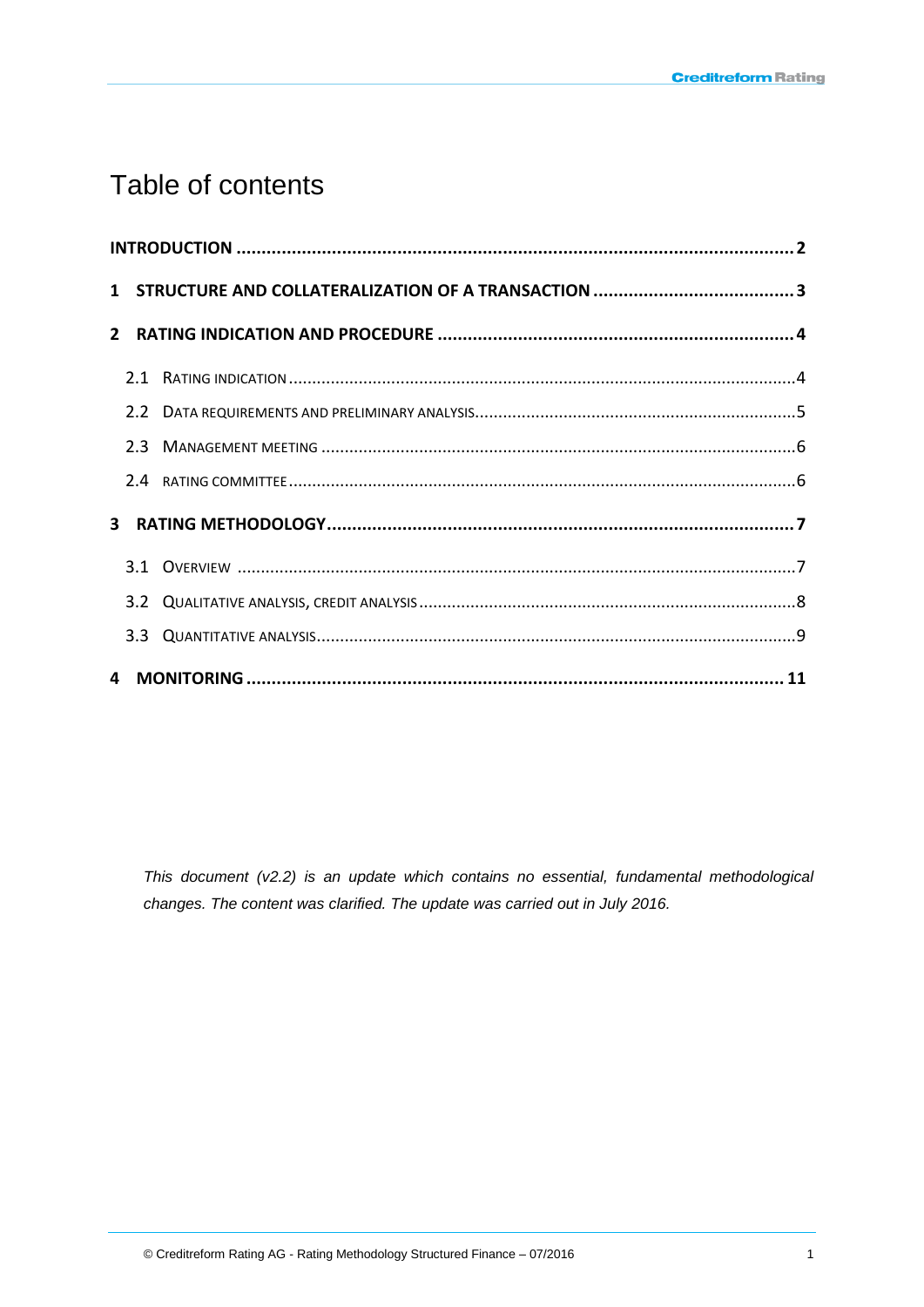# Table of contents

**INTRODUCTION** .................................................................................................... **2**

**1 STRUCTURE AND COLLATERALIZATION OF A TRANSACTION** ........................................ **3**

**2 RATING INDICATION AND PROCEDURE** ....................................................................... **4**

- 2.1 RATING INDICATION .......................................................................................... 4
- 2.2 DATA REQUIREMENTS AND PRELIMINARY ANALYSIS .................................................... 5
- 2.3 MANAGEMENT MEETING ..................................................................................... 6
- 2.4 RATING COMMITTEE ........................................................................................... 6

**3 RATING METHODOLOGY** .............................................................................................. **7**

- 3.1 OVERVIEW ........................................................................................................ 7
- 3.2 QUALITATIVE ANALYSIS, CREDIT ANALYSIS ................................................................. 8
- 3.3 QUANTITATIVE ANALYSIS ...................................................................................... 9

**4 MONITORING** ............................................................................................................. **11**

*This document (v2.2) is an update which contains no essential, fundamental methodological changes. The content was clarified. The update was carried out in July 2016.*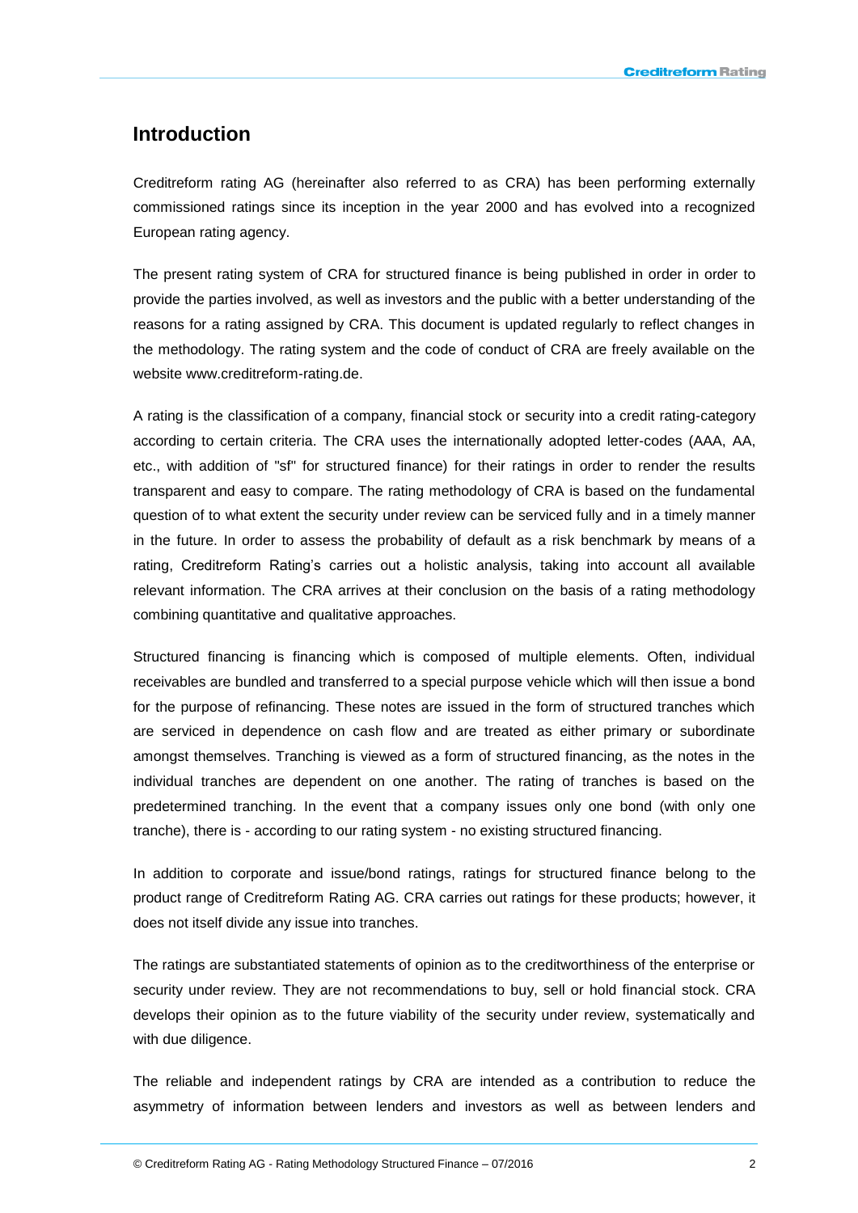## Introduction

Creditreform rating AG (hereinafter also referred to as CRA) has been performing externally commissioned ratings since its inception in the year 2000 and has evolved into a recognized European rating agency.

The present rating system of CRA for structured finance is being published in order in order to provide the parties involved, as well as investors and the public with a better understanding of the reasons for a rating assigned by CRA. This document is updated regularly to reflect changes in the methodology. The rating system and the code of conduct of CRA are freely available on the website www.creditreform-rating.de.

A rating is the classification of a company, financial stock or security into a credit rating-category according to certain criteria. The CRA uses the internationally adopted letter-codes (AAA, AA, etc., with addition of "sf" for structured finance) for their ratings in order to render the results transparent and easy to compare. The rating methodology of CRA is based on the fundamental question of to what extent the security under review can be serviced fully and in a timely manner in the future. In order to assess the probability of default as a risk benchmark by means of a rating, Creditreform Rating's carries out a holistic analysis, taking into account all available relevant information. The CRA arrives at their conclusion on the basis of a rating methodology combining quantitative and qualitative approaches.

Structured financing is financing which is composed of multiple elements. Often, individual receivables are bundled and transferred to a special purpose vehicle which will then issue a bond for the purpose of refinancing. These notes are issued in the form of structured tranches which are serviced in dependence on cash flow and are treated as either primary or subordinate amongst themselves. Tranching is viewed as a form of structured financing, as the notes in the individual tranches are dependent on one another. The rating of tranches is based on the predetermined tranching. In the event that a company issues only one bond (with only one tranche), there is - according to our rating system - no existing structured financing.

In addition to corporate and issue/bond ratings, ratings for structured finance belong to the product range of Creditreform Rating AG. CRA carries out ratings for these products; however, it does not itself divide any issue into tranches.

The ratings are substantiated statements of opinion as to the creditworthiness of the enterprise or security under review. They are not recommendations to buy, sell or hold financial stock. CRA develops their opinion as to the future viability of the security under review, systematically and with due diligence.

The reliable and independent ratings by CRA are intended as a contribution to reduce the asymmetry of information between lenders and investors as well as between lenders and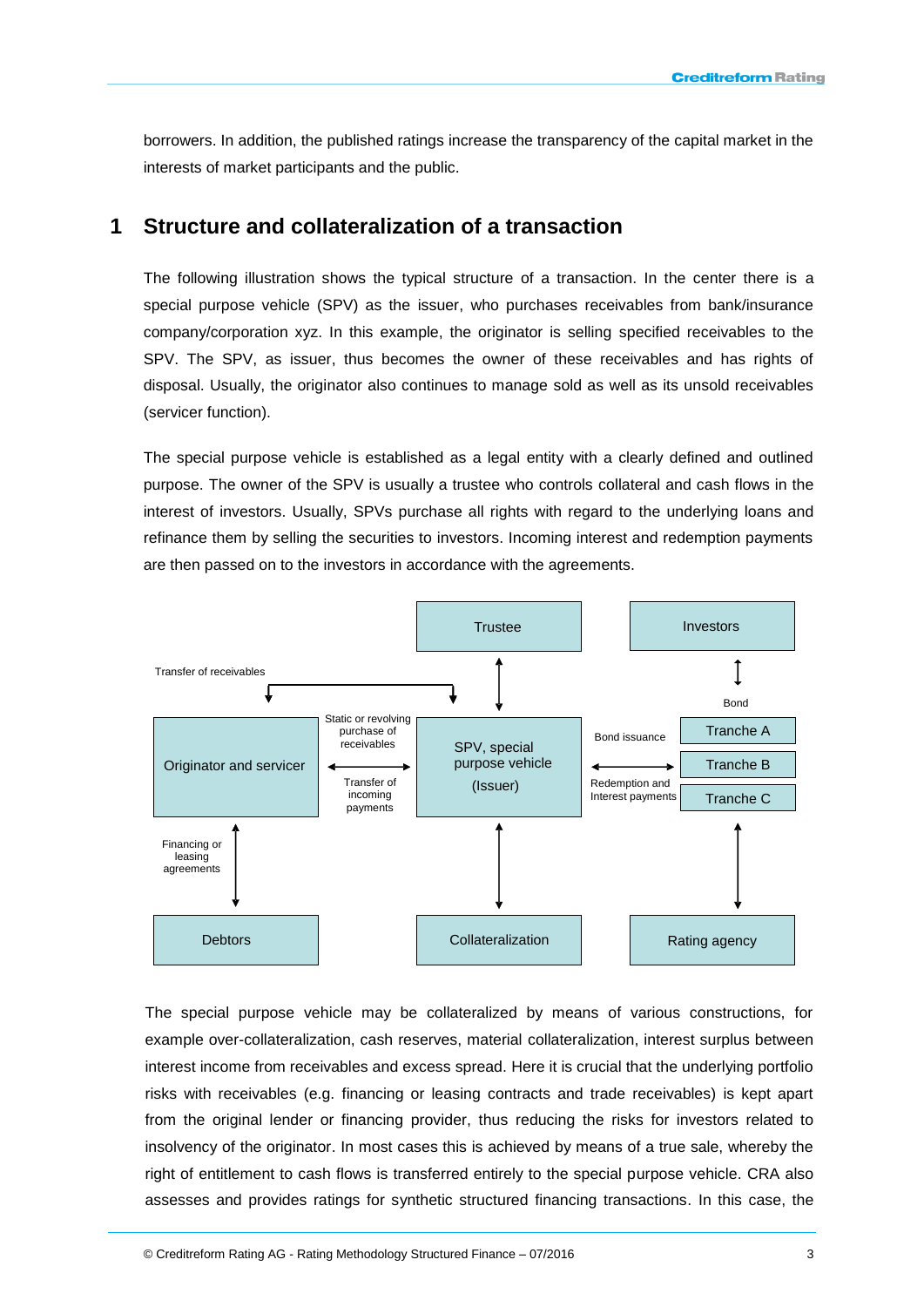borrowers. In addition, the published ratings increase the transparency of the capital market in the interests of market participants and the public.

# 1 Structure and collateralization of a transaction

The following illustration shows the typical structure of a transaction. In the center there is a special purpose vehicle (SPV) as the issuer, who purchases receivables from bank/insurance company/corporation xyz. In this example, the originator is selling specified receivables to the SPV. The SPV, as issuer, thus becomes the owner of these receivables and has rights of disposal. Usually, the originator also continues to manage sold as well as its unsold receivables (servicer function).

The special purpose vehicle is established as a legal entity with a clearly defined and outlined purpose. The owner of the SPV is usually a trustee who controls collateral and cash flows in the interest of investors. Usually, SPVs purchase all rights with regard to the underlying loans and refinance them by selling the securities to investors. Incoming interest and redemption payments are then passed on to the investors in accordance with the agreements.

Trustee | Investors

Transfer of receivables | Bond

Originator and servicer | Static or revolving purchase of receivables / Transfer of incoming payments | SPV, special purpose vehicle (Issuer) | Bond issuance / Redemption and Interest payments | Tranche A, Tranche B, Tranche C

Financing or leasing agreements

Debtors | Collateralization | Rating agency

The special purpose vehicle may be collateralized by means of various constructions, for example over-collateralization, cash reserves, material collateralization, interest surplus between interest income from receivables and excess spread. Here it is crucial that the underlying portfolio risks with receivables (e.g. financing or leasing contracts and trade receivables) is kept apart from the original lender or financing provider, thus reducing the risks for investors related to insolvency of the originator. In most cases this is achieved by means of a true sale, whereby the right of entitlement to cash flows is transferred entirely to the special purpose vehicle. CRA also assesses and provides ratings for synthetic structured financing transactions. In this case, the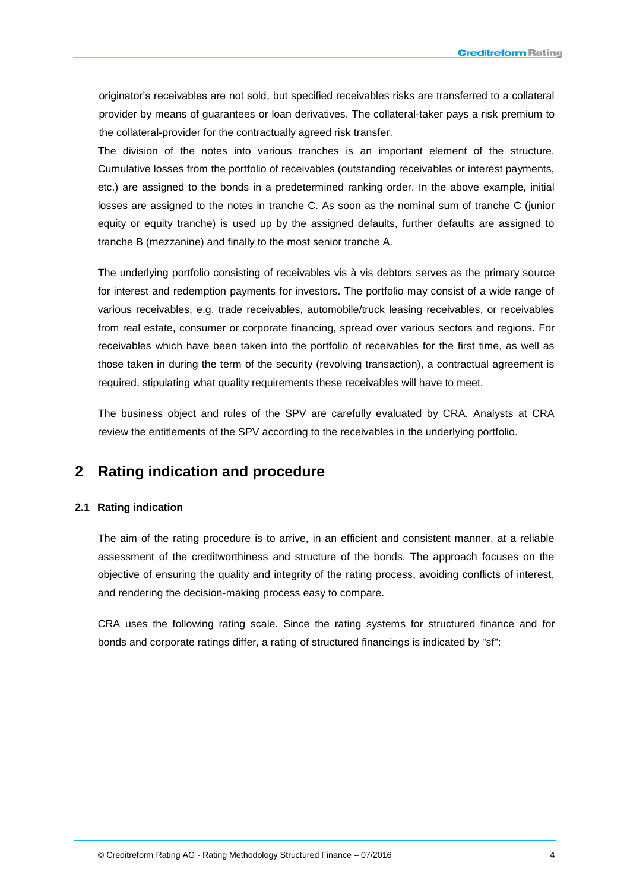originator's receivables are not sold, but specified receivables risks are transferred to a collateral provider by means of guarantees or loan derivatives. The collateral-taker pays a risk premium to the collateral-provider for the contractually agreed risk transfer.

The division of the notes into various tranches is an important element of the structure. Cumulative losses from the portfolio of receivables (outstanding receivables or interest payments, etc.) are assigned to the bonds in a predetermined ranking order. In the above example, initial losses are assigned to the notes in tranche C. As soon as the nominal sum of tranche C (junior equity or equity tranche) is used up by the assigned defaults, further defaults are assigned to tranche B (mezzanine) and finally to the most senior tranche A.

The underlying portfolio consisting of receivables vis à vis debtors serves as the primary source for interest and redemption payments for investors. The portfolio may consist of a wide range of various receivables, e.g. trade receivables, automobile/truck leasing receivables, or receivables from real estate, consumer or corporate financing, spread over various sectors and regions. For receivables which have been taken into the portfolio of receivables for the first time, as well as those taken in during the term of the security (revolving transaction), a contractual agreement is required, stipulating what quality requirements these receivables will have to meet.

The business object and rules of the SPV are carefully evaluated by CRA. Analysts at CRA review the entitlements of the SPV according to the receivables in the underlying portfolio.

# 2 Rating indication and procedure

## 2.1 Rating indication

The aim of the rating procedure is to arrive, in an efficient and consistent manner, at a reliable assessment of the creditworthiness and structure of the bonds. The approach focuses on the objective of ensuring the quality and integrity of the rating process, avoiding conflicts of interest, and rendering the decision-making process easy to compare.

CRA uses the following rating scale. Since the rating systems for structured finance and for bonds and corporate ratings differ, a rating of structured financings is indicated by "sf":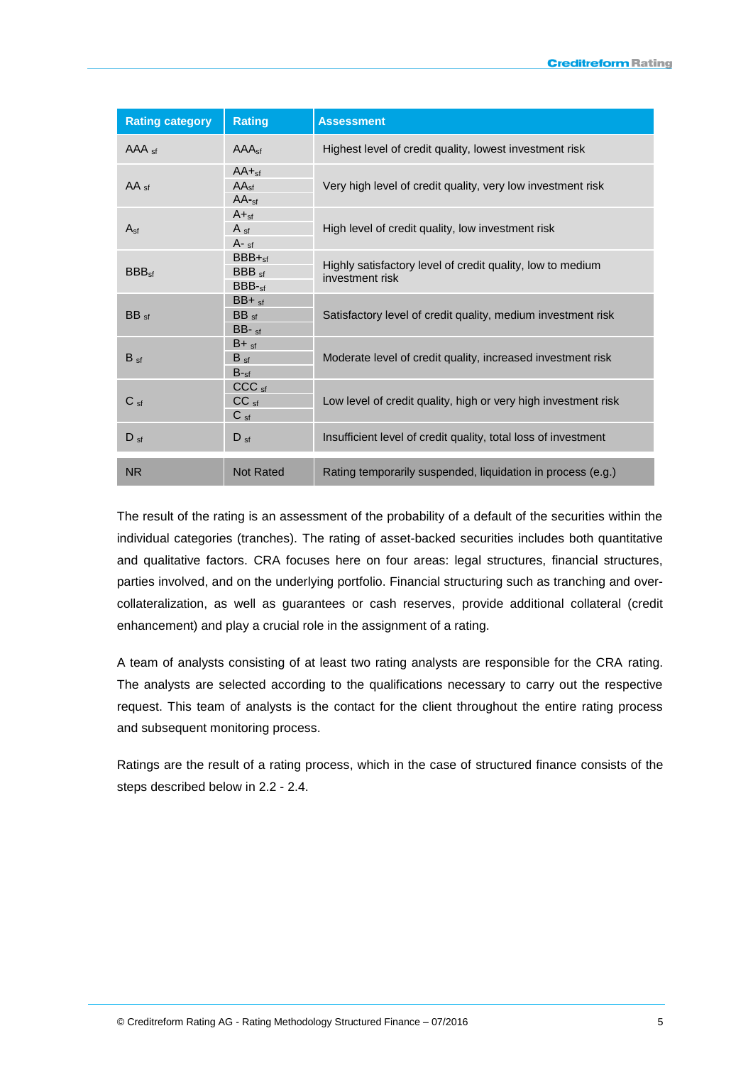| Rating category | Rating | Assessment |
|---|---|---|
| AAA $_{sf}$ | AAA$_{sf}$ | Highest level of credit quality, lowest investment risk |
| AA $_{sf}$ | AA+$_{sf}$<br>AA$_{sf}$<br>AA-$_{sf}$ | Very high level of credit quality, very low investment risk |
| A$_{sf}$ | A+$_{sf}$<br>A $_{sf}$<br>A- $_{sf}$ | High level of credit quality, low investment risk |
| BBB$_{sf}$ | BBB+$_{sf}$<br>BBB $_{sf}$<br>BBB-$_{sf}$ | Highly satisfactory level of credit quality, low to medium investment risk |
| BB $_{sf}$ | BB+ $_{sf}$<br>BB $_{sf}$<br>BB- $_{sf}$ | Satisfactory level of credit quality, medium investment risk |
| B $_{sf}$ | B+ $_{sf}$<br>B $_{sf}$<br>B-$_{sf}$ | Moderate level of credit quality, increased investment risk |
| C $_{sf}$ | CCC $_{sf}$<br>CC $_{sf}$<br>C $_{sf}$ | Low level of credit quality, high or very high investment risk |
| D $_{sf}$ | D $_{sf}$ | Insufficient level of credit quality, total loss of investment |
| NR | Not Rated | Rating temporarily suspended, liquidation in process (e.g.) |

The result of the rating is an assessment of the probability of a default of the securities within the individual categories (tranches). The rating of asset-backed securities includes both quantitative and qualitative factors. CRA focuses here on four areas: legal structures, financial structures, parties involved, and on the underlying portfolio. Financial structuring such as tranching and over-collateralization, as well as guarantees or cash reserves, provide additional collateral (credit enhancement) and play a crucial role in the assignment of a rating.

A team of analysts consisting of at least two rating analysts are responsible for the CRA rating. The analysts are selected according to the qualifications necessary to carry out the respective request. This team of analysts is the contact for the client throughout the entire rating process and subsequent monitoring process.

Ratings are the result of a rating process, which in the case of structured finance consists of the steps described below in 2.2 - 2.4.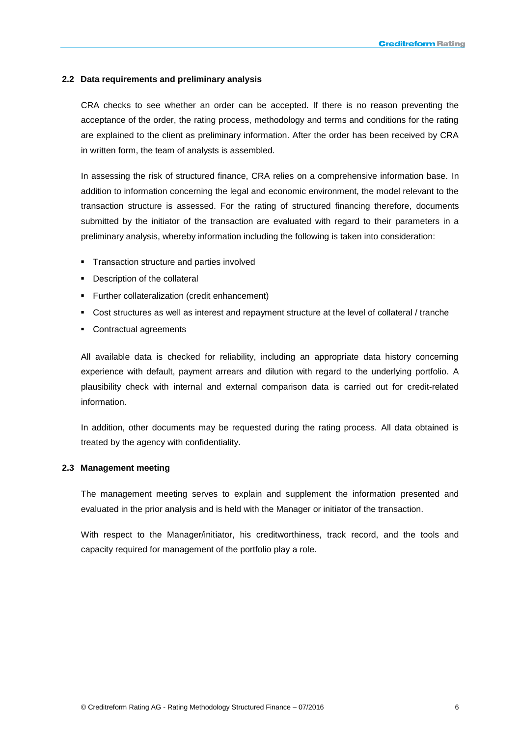### 2.2 Data requirements and preliminary analysis

CRA checks to see whether an order can be accepted. If there is no reason preventing the acceptance of the order, the rating process, methodology and terms and conditions for the rating are explained to the client as preliminary information. After the order has been received by CRA in written form, the team of analysts is assembled.

In assessing the risk of structured finance, CRA relies on a comprehensive information base. In addition to information concerning the legal and economic environment, the model relevant to the transaction structure is assessed. For the rating of structured financing therefore, documents submitted by the initiator of the transaction are evaluated with regard to their parameters in a preliminary analysis, whereby information including the following is taken into consideration:

- Transaction structure and parties involved
- Description of the collateral
- Further collateralization (credit enhancement)
- Cost structures as well as interest and repayment structure at the level of collateral / tranche
- Contractual agreements

All available data is checked for reliability, including an appropriate data history concerning experience with default, payment arrears and dilution with regard to the underlying portfolio. A plausibility check with internal and external comparison data is carried out for credit-related information.

In addition, other documents may be requested during the rating process. All data obtained is treated by the agency with confidentiality.

### 2.3 Management meeting

The management meeting serves to explain and supplement the information presented and evaluated in the prior analysis and is held with the Manager or initiator of the transaction.

With respect to the Manager/initiator, his creditworthiness, track record, and the tools and capacity required for management of the portfolio play a role.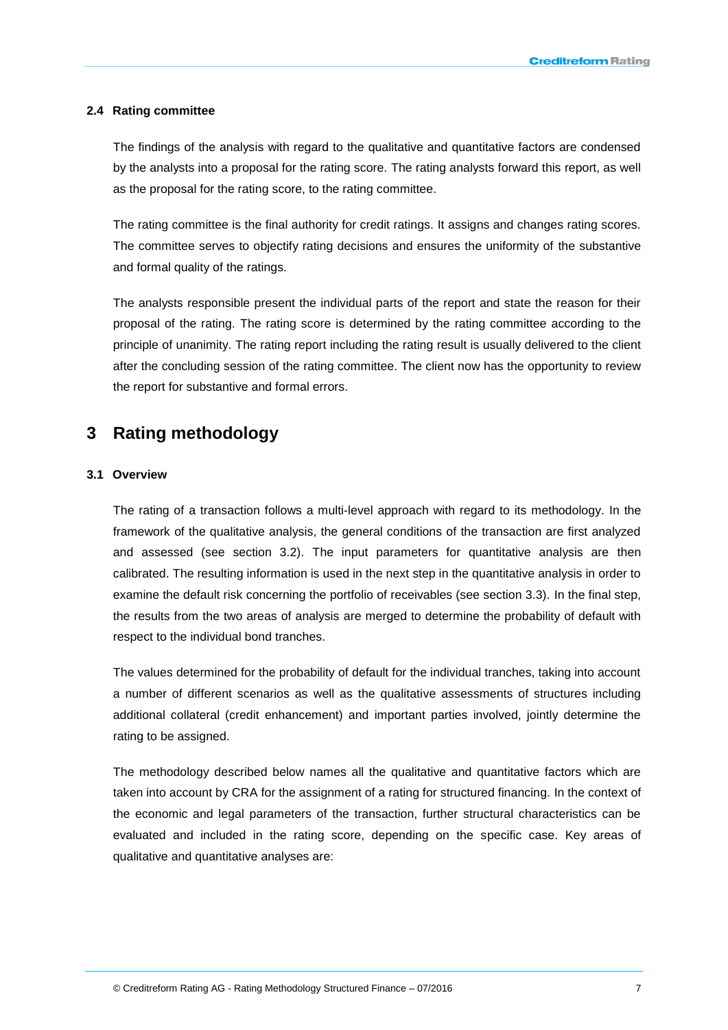### 2.4 Rating committee

The findings of the analysis with regard to the qualitative and quantitative factors are condensed by the analysts into a proposal for the rating score. The rating analysts forward this report, as well as the proposal for the rating score, to the rating committee.

The rating committee is the final authority for credit ratings. It assigns and changes rating scores. The committee serves to objectify rating decisions and ensures the uniformity of the substantive and formal quality of the ratings.

The analysts responsible present the individual parts of the report and state the reason for their proposal of the rating. The rating score is determined by the rating committee according to the principle of unanimity. The rating report including the rating result is usually delivered to the client after the concluding session of the rating committee. The client now has the opportunity to review the report for substantive and formal errors.

# 3 Rating methodology

### 3.1 Overview

The rating of a transaction follows a multi-level approach with regard to its methodology. In the framework of the qualitative analysis, the general conditions of the transaction are first analyzed and assessed (see section 3.2). The input parameters for quantitative analysis are then calibrated. The resulting information is used in the next step in the quantitative analysis in order to examine the default risk concerning the portfolio of receivables (see section 3.3). In the final step, the results from the two areas of analysis are merged to determine the probability of default with respect to the individual bond tranches.

The values determined for the probability of default for the individual tranches, taking into account a number of different scenarios as well as the qualitative assessments of structures including additional collateral (credit enhancement) and important parties involved, jointly determine the rating to be assigned.

The methodology described below names all the qualitative and quantitative factors which are taken into account by CRA for the assignment of a rating for structured financing. In the context of the economic and legal parameters of the transaction, further structural characteristics can be evaluated and included in the rating score, depending on the specific case. Key areas of qualitative and quantitative analyses are: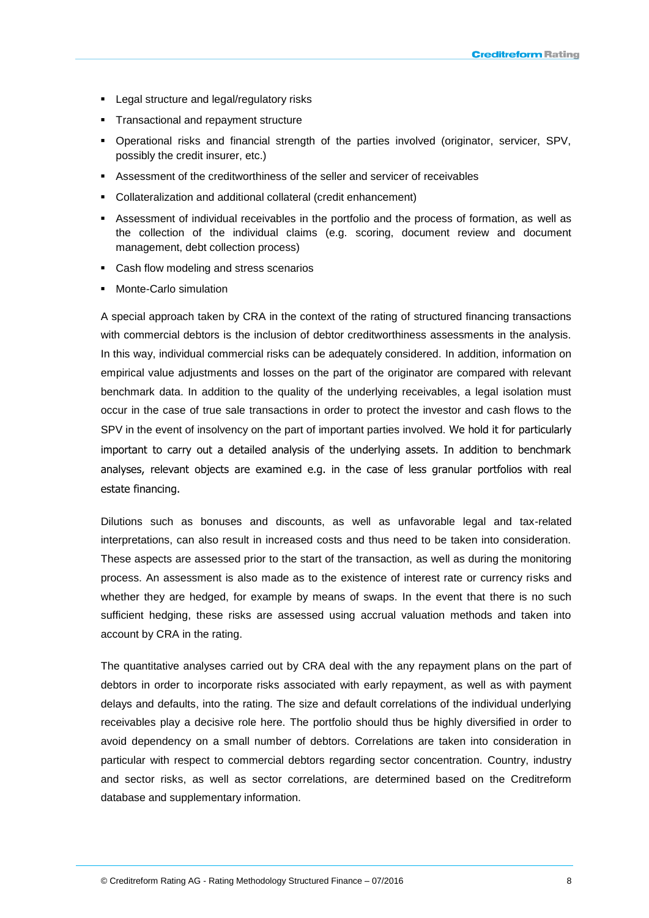- Legal structure and legal/regulatory risks
- Transactional and repayment structure
- Operational risks and financial strength of the parties involved (originator, servicer, SPV, possibly the credit insurer, etc.)
- Assessment of the creditworthiness of the seller and servicer of receivables
- Collateralization and additional collateral (credit enhancement)
- Assessment of individual receivables in the portfolio and the process of formation, as well as the collection of the individual claims (e.g. scoring, document review and document management, debt collection process)
- Cash flow modeling and stress scenarios
- Monte-Carlo simulation

A special approach taken by CRA in the context of the rating of structured financing transactions with commercial debtors is the inclusion of debtor creditworthiness assessments in the analysis. In this way, individual commercial risks can be adequately considered. In addition, information on empirical value adjustments and losses on the part of the originator are compared with relevant benchmark data. In addition to the quality of the underlying receivables, a legal isolation must occur in the case of true sale transactions in order to protect the investor and cash flows to the SPV in the event of insolvency on the part of important parties involved. We hold it for particularly important to carry out a detailed analysis of the underlying assets. In addition to benchmark analyses, relevant objects are examined e.g. in the case of less granular portfolios with real estate financing.

Dilutions such as bonuses and discounts, as well as unfavorable legal and tax-related interpretations, can also result in increased costs and thus need to be taken into consideration. These aspects are assessed prior to the start of the transaction, as well as during the monitoring process. An assessment is also made as to the existence of interest rate or currency risks and whether they are hedged, for example by means of swaps. In the event that there is no such sufficient hedging, these risks are assessed using accrual valuation methods and taken into account by CRA in the rating.

The quantitative analyses carried out by CRA deal with the any repayment plans on the part of debtors in order to incorporate risks associated with early repayment, as well as with payment delays and defaults, into the rating. The size and default correlations of the individual underlying receivables play a decisive role here. The portfolio should thus be highly diversified in order to avoid dependency on a small number of debtors. Correlations are taken into consideration in particular with respect to commercial debtors regarding sector concentration. Country, industry and sector risks, as well as sector correlations, are determined based on the Creditreform database and supplementary information.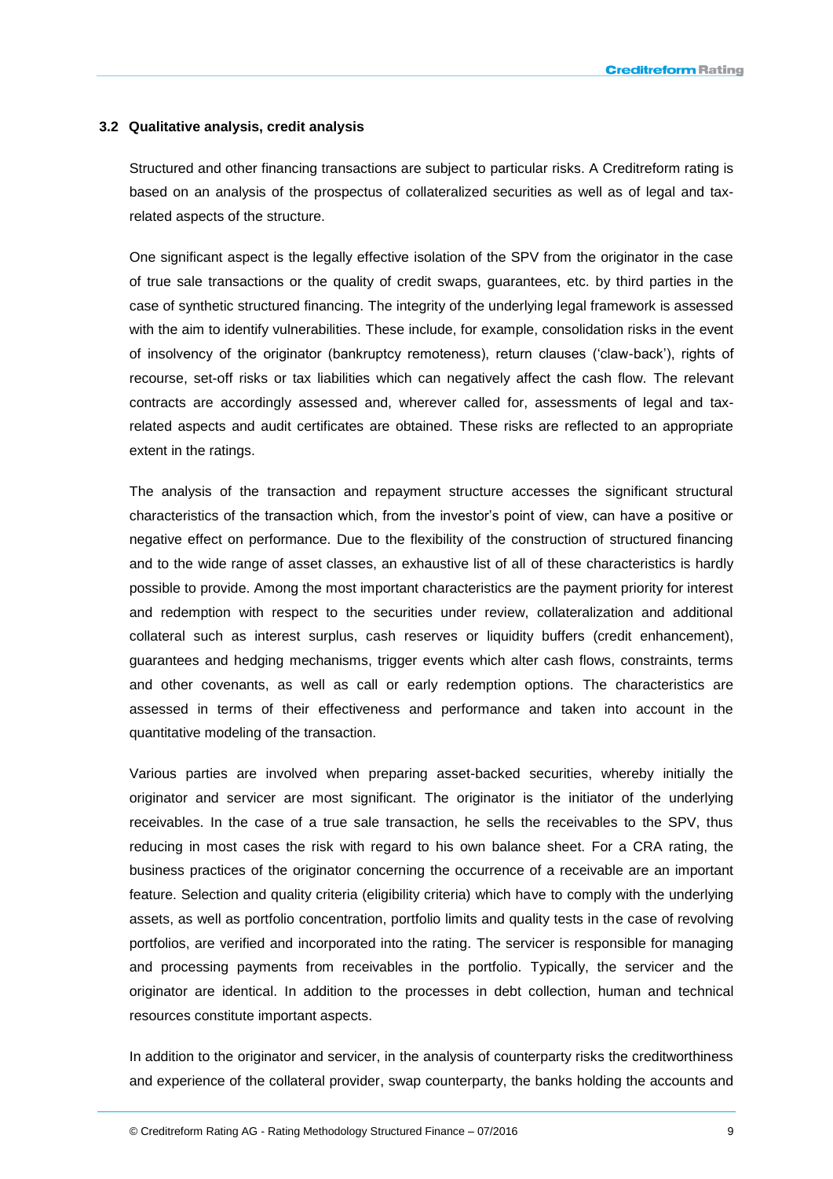### 3.2 Qualitative analysis, credit analysis

Structured and other financing transactions are subject to particular risks. A Creditreform rating is based on an analysis of the prospectus of collateralized securities as well as of legal and tax-related aspects of the structure.

One significant aspect is the legally effective isolation of the SPV from the originator in the case of true sale transactions or the quality of credit swaps, guarantees, etc. by third parties in the case of synthetic structured financing. The integrity of the underlying legal framework is assessed with the aim to identify vulnerabilities. These include, for example, consolidation risks in the event of insolvency of the originator (bankruptcy remoteness), return clauses ('claw-back'), rights of recourse, set-off risks or tax liabilities which can negatively affect the cash flow. The relevant contracts are accordingly assessed and, wherever called for, assessments of legal and tax-related aspects and audit certificates are obtained. These risks are reflected to an appropriate extent in the ratings.

The analysis of the transaction and repayment structure accesses the significant structural characteristics of the transaction which, from the investor's point of view, can have a positive or negative effect on performance. Due to the flexibility of the construction of structured financing and to the wide range of asset classes, an exhaustive list of all of these characteristics is hardly possible to provide. Among the most important characteristics are the payment priority for interest and redemption with respect to the securities under review, collateralization and additional collateral such as interest surplus, cash reserves or liquidity buffers (credit enhancement), guarantees and hedging mechanisms, trigger events which alter cash flows, constraints, terms and other covenants, as well as call or early redemption options. The characteristics are assessed in terms of their effectiveness and performance and taken into account in the quantitative modeling of the transaction.

Various parties are involved when preparing asset-backed securities, whereby initially the originator and servicer are most significant. The originator is the initiator of the underlying receivables. In the case of a true sale transaction, he sells the receivables to the SPV, thus reducing in most cases the risk with regard to his own balance sheet. For a CRA rating, the business practices of the originator concerning the occurrence of a receivable are an important feature. Selection and quality criteria (eligibility criteria) which have to comply with the underlying assets, as well as portfolio concentration, portfolio limits and quality tests in the case of revolving portfolios, are verified and incorporated into the rating. The servicer is responsible for managing and processing payments from receivables in the portfolio. Typically, the servicer and the originator are identical. In addition to the processes in debt collection, human and technical resources constitute important aspects.

In addition to the originator and servicer, in the analysis of counterparty risks the creditworthiness and experience of the collateral provider, swap counterparty, the banks holding the accounts and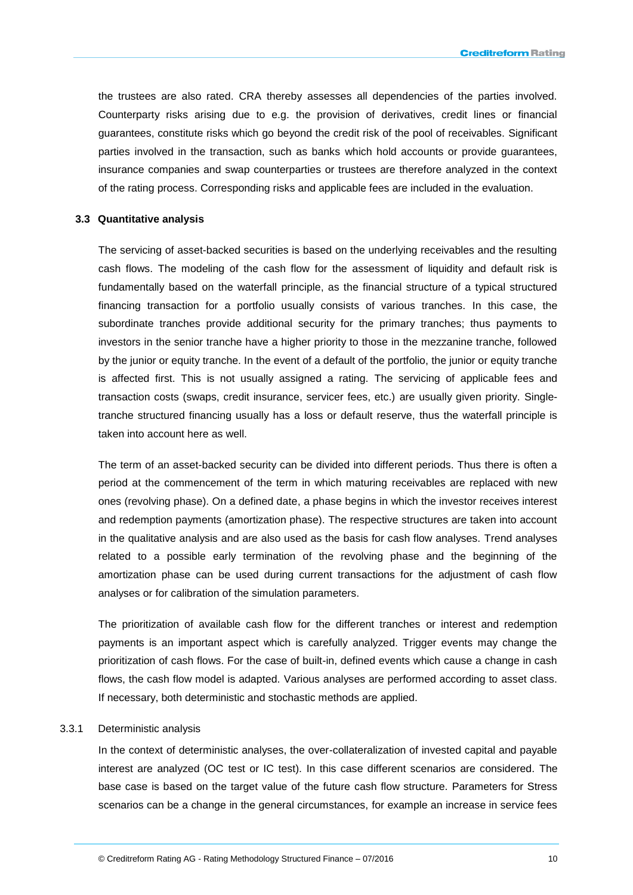the trustees are also rated. CRA thereby assesses all dependencies of the parties involved. Counterparty risks arising due to e.g. the provision of derivatives, credit lines or financial guarantees, constitute risks which go beyond the credit risk of the pool of receivables. Significant parties involved in the transaction, such as banks which hold accounts or provide guarantees, insurance companies and swap counterparties or trustees are therefore analyzed in the context of the rating process. Corresponding risks and applicable fees are included in the evaluation.

### 3.3 Quantitative analysis

The servicing of asset-backed securities is based on the underlying receivables and the resulting cash flows. The modeling of the cash flow for the assessment of liquidity and default risk is fundamentally based on the waterfall principle, as the financial structure of a typical structured financing transaction for a portfolio usually consists of various tranches. In this case, the subordinate tranches provide additional security for the primary tranches; thus payments to investors in the senior tranche have a higher priority to those in the mezzanine tranche, followed by the junior or equity tranche. In the event of a default of the portfolio, the junior or equity tranche is affected first. This is not usually assigned a rating. The servicing of applicable fees and transaction costs (swaps, credit insurance, servicer fees, etc.) are usually given priority. Single-tranche structured financing usually has a loss or default reserve, thus the waterfall principle is taken into account here as well.

The term of an asset-backed security can be divided into different periods. Thus there is often a period at the commencement of the term in which maturing receivables are replaced with new ones (revolving phase). On a defined date, a phase begins in which the investor receives interest and redemption payments (amortization phase). The respective structures are taken into account in the qualitative analysis and are also used as the basis for cash flow analyses. Trend analyses related to a possible early termination of the revolving phase and the beginning of the amortization phase can be used during current transactions for the adjustment of cash flow analyses or for calibration of the simulation parameters.

The prioritization of available cash flow for the different tranches or interest and redemption payments is an important aspect which is carefully analyzed. Trigger events may change the prioritization of cash flows. For the case of built-in, defined events which cause a change in cash flows, the cash flow model is adapted. Various analyses are performed according to asset class. If necessary, both deterministic and stochastic methods are applied.

#### 3.3.1 Deterministic analysis

In the context of deterministic analyses, the over-collateralization of invested capital and payable interest are analyzed (OC test or IC test). In this case different scenarios are considered. The base case is based on the target value of the future cash flow structure. Parameters for Stress scenarios can be a change in the general circumstances, for example an increase in service fees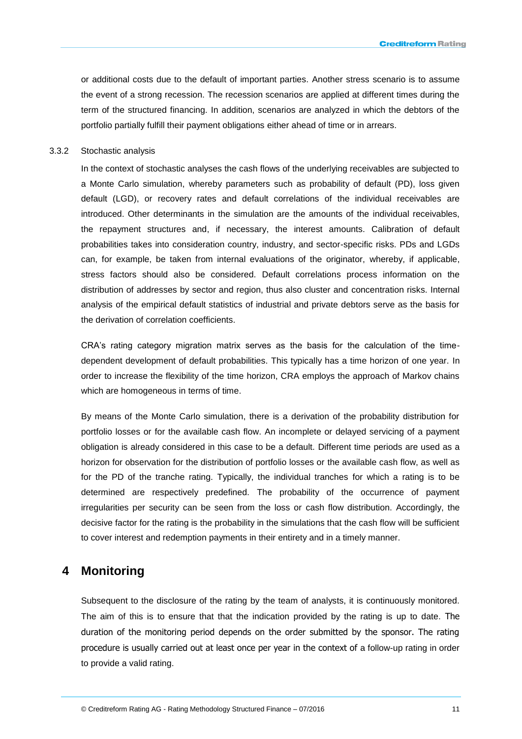or additional costs due to the default of important parties. Another stress scenario is to assume the event of a strong recession. The recession scenarios are applied at different times during the term of the structured financing. In addition, scenarios are analyzed in which the debtors of the portfolio partially fulfill their payment obligations either ahead of time or in arrears.

### 3.3.2 Stochastic analysis

In the context of stochastic analyses the cash flows of the underlying receivables are subjected to a Monte Carlo simulation, whereby parameters such as probability of default (PD), loss given default (LGD), or recovery rates and default correlations of the individual receivables are introduced. Other determinants in the simulation are the amounts of the individual receivables, the repayment structures and, if necessary, the interest amounts. Calibration of default probabilities takes into consideration country, industry, and sector-specific risks. PDs and LGDs can, for example, be taken from internal evaluations of the originator, whereby, if applicable, stress factors should also be considered. Default correlations process information on the distribution of addresses by sector and region, thus also cluster and concentration risks. Internal analysis of the empirical default statistics of industrial and private debtors serve as the basis for the derivation of correlation coefficients.

CRA's rating category migration matrix serves as the basis for the calculation of the time-dependent development of default probabilities. This typically has a time horizon of one year. In order to increase the flexibility of the time horizon, CRA employs the approach of Markov chains which are homogeneous in terms of time.

By means of the Monte Carlo simulation, there is a derivation of the probability distribution for portfolio losses or for the available cash flow. An incomplete or delayed servicing of a payment obligation is already considered in this case to be a default. Different time periods are used as a horizon for observation for the distribution of portfolio losses or the available cash flow, as well as for the PD of the tranche rating. Typically, the individual tranches for which a rating is to be determined are respectively predefined. The probability of the occurrence of payment irregularities per security can be seen from the loss or cash flow distribution. Accordingly, the decisive factor for the rating is the probability in the simulations that the cash flow will be sufficient to cover interest and redemption payments in their entirety and in a timely manner.

# 4 Monitoring

Subsequent to the disclosure of the rating by the team of analysts, it is continuously monitored. The aim of this is to ensure that that the indication provided by the rating is up to date. The duration of the monitoring period depends on the order submitted by the sponsor. The rating procedure is usually carried out at least once per year in the context of a follow-up rating in order to provide a valid rating.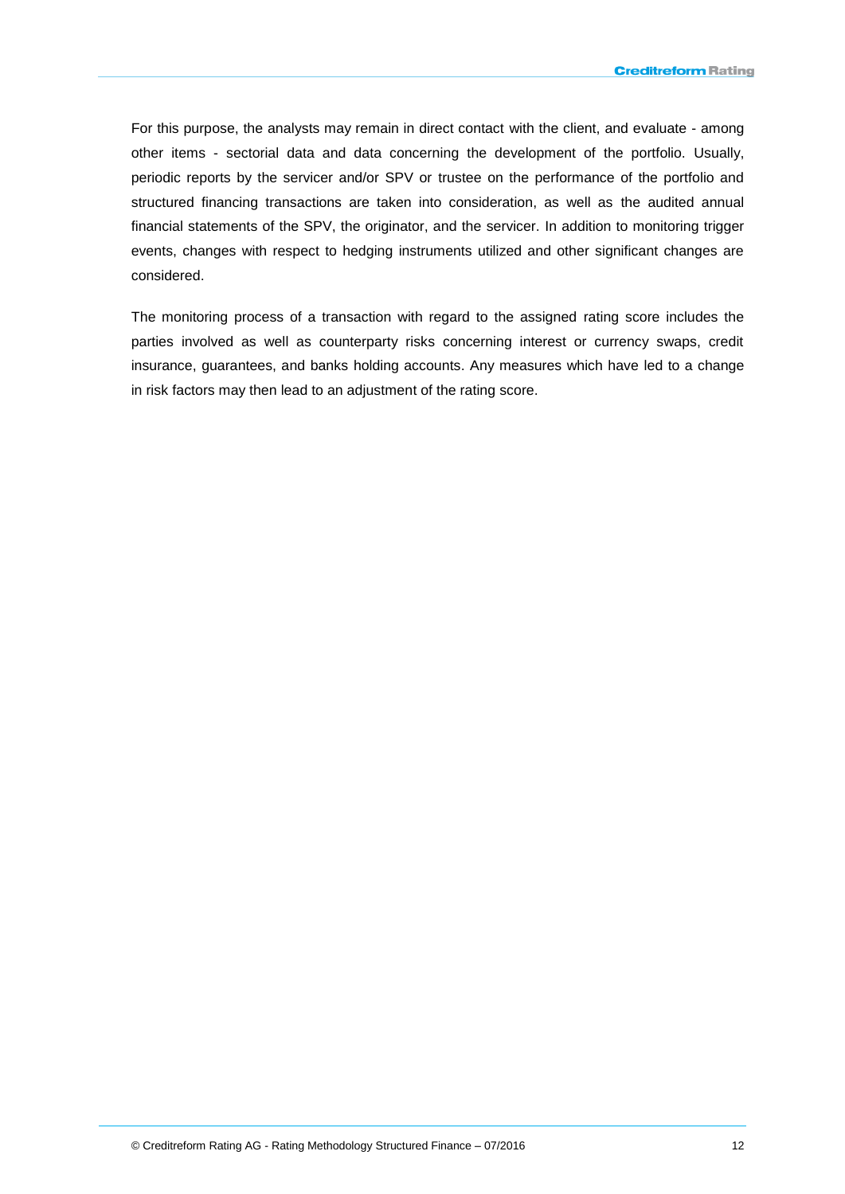For this purpose, the analysts may remain in direct contact with the client, and evaluate - among other items - sectorial data and data concerning the development of the portfolio. Usually, periodic reports by the servicer and/or SPV or trustee on the performance of the portfolio and structured financing transactions are taken into consideration, as well as the audited annual financial statements of the SPV, the originator, and the servicer. In addition to monitoring trigger events, changes with respect to hedging instruments utilized and other significant changes are considered.

The monitoring process of a transaction with regard to the assigned rating score includes the parties involved as well as counterparty risks concerning interest or currency swaps, credit insurance, guarantees, and banks holding accounts. Any measures which have led to a change in risk factors may then lead to an adjustment of the rating score.